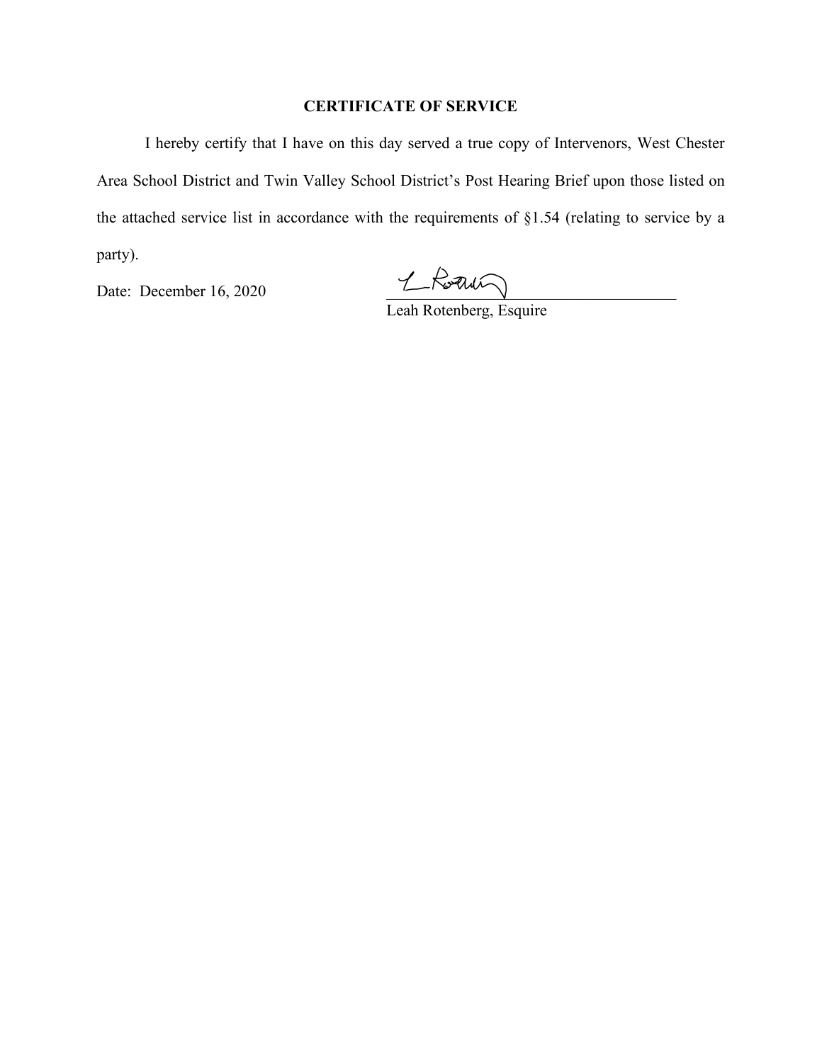## CERTIFICATE OF SERVICE

I hereby certify that I have on this day served a true copy of Intervenors, West Chester Area School District and Twin Valley School District's Post Hearing Brief upon those listed on the attached service list in accordance with the requirements of §1.54 (relating to service by a party).

Date: December 16, 2020

Leah Rotenberg, Esquire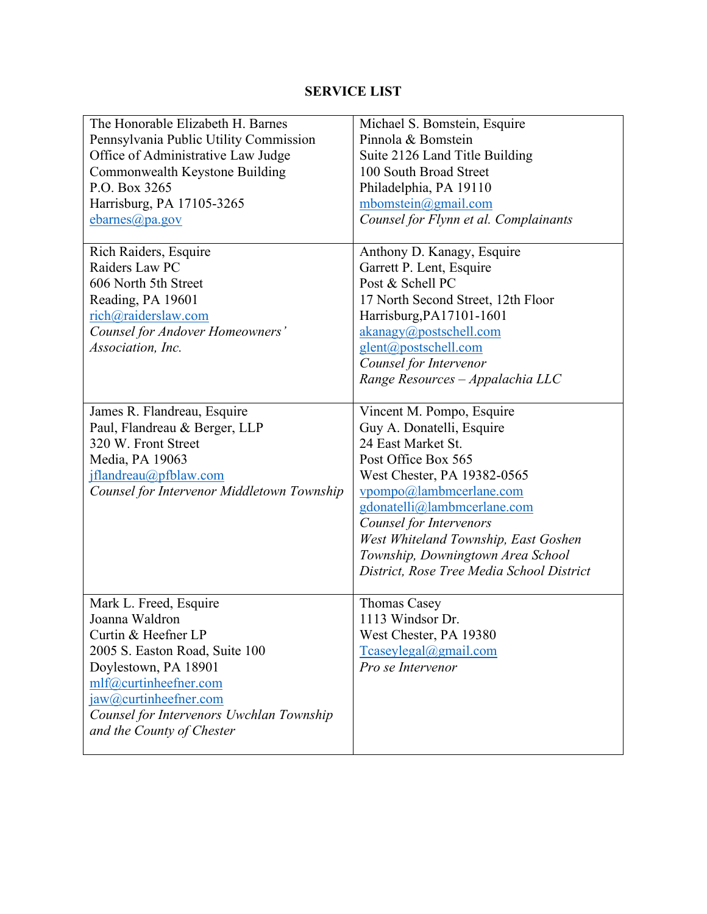**SERVICE LIST**

| | |
|---|---|
| The Honorable Elizabeth H. Barnes<br>Pennsylvania Public Utility Commission<br>Office of Administrative Law Judge<br>Commonwealth Keystone Building<br>P.O. Box 3265<br>Harrisburg, PA 17105-3265<br>ebarnes@pa.gov | Michael S. Bomstein, Esquire<br>Pinnola & Bomstein<br>Suite 2126 Land Title Building<br>100 South Broad Street<br>Philadelphia, PA 19110<br>mbomstein@gmail.com<br>*Counsel for Flynn et al. Complainants* |
| Rich Raiders, Esquire<br>Raiders Law PC<br>606 North 5th Street<br>Reading, PA 19601<br>rich@raiderslaw.com<br>*Counsel for Andover Homeowners' Association, Inc.* | Anthony D. Kanagy, Esquire<br>Garrett P. Lent, Esquire<br>Post & Schell PC<br>17 North Second Street, 12th Floor<br>Harrisburg,PA17101-1601<br>akanagy@postschell.com<br>glent@postschell.com<br>*Counsel for Intervenor*<br>*Range Resources – Appalachia LLC* |
| James R. Flandreau, Esquire<br>Paul, Flandreau & Berger, LLP<br>320 W. Front Street<br>Media, PA 19063<br>jflandreau@pfblaw.com<br>*Counsel for Intervenor Middletown Township* | Vincent M. Pompo, Esquire<br>Guy A. Donatelli, Esquire<br>24 East Market St.<br>Post Office Box 565<br>West Chester, PA 19382-0565<br>vpompo@lambmcerlane.com<br>gdonatelli@lambmcerlane.com<br>*Counsel for Intervenors*<br>*West Whiteland Township, East Goshen Township, Downingtown Area School District, Rose Tree Media School District* |
| Mark L. Freed, Esquire<br>Joanna Waldron<br>Curtin & Heefner LP<br>2005 S. Easton Road, Suite 100<br>Doylestown, PA 18901<br>mlf@curtinheefner.com<br>jaw@curtinheefner.com<br>*Counsel for Intervenors Uwchlan Township and the County of Chester* | Thomas Casey<br>1113 Windsor Dr.<br>West Chester, PA 19380<br>Tcaseylegal@gmail.com<br>*Pro se Intervenor* |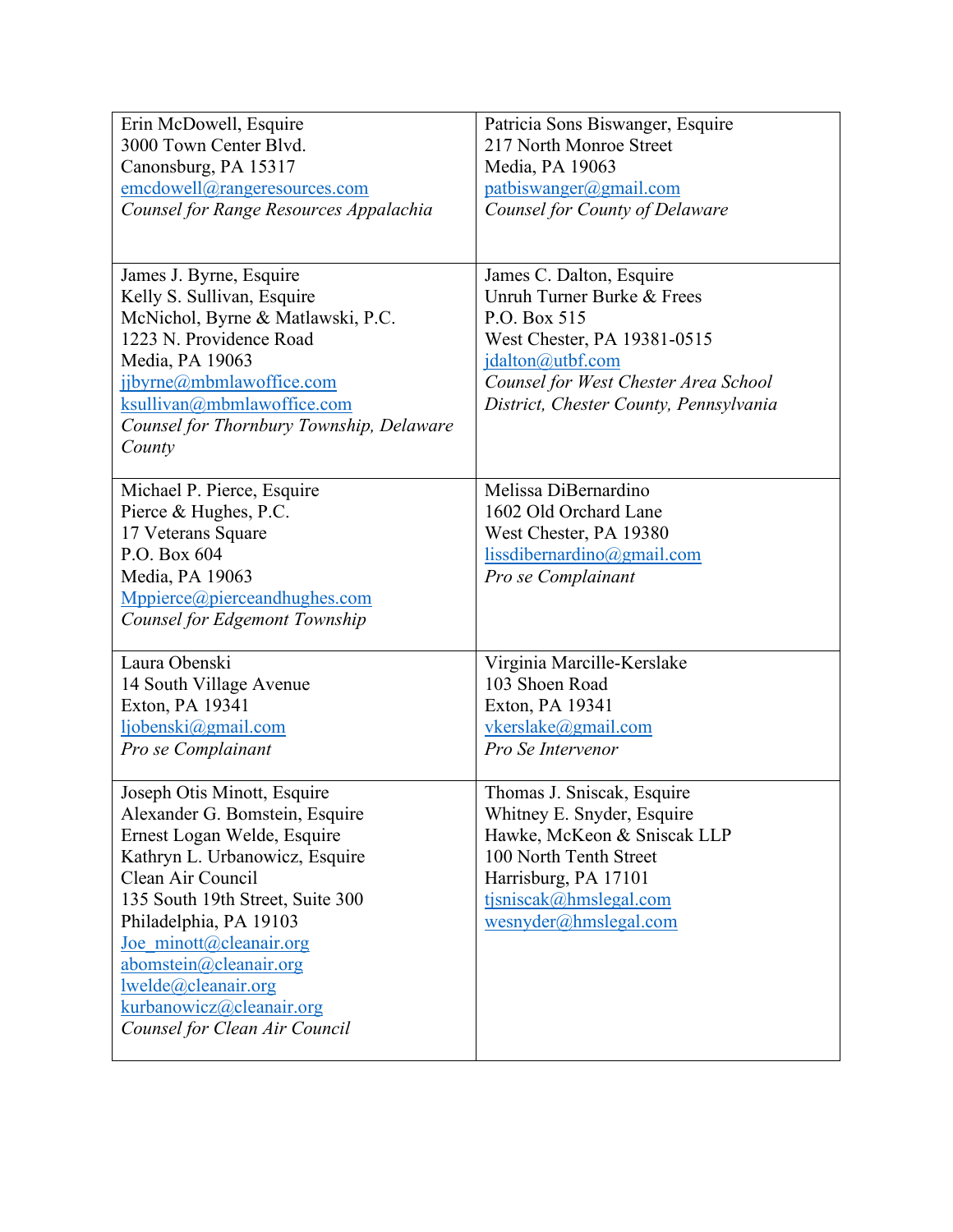| | |
|---|---|
| Erin McDowell, Esquire<br>3000 Town Center Blvd.<br>Canonsburg, PA 15317<br>emcdowell@rangeresources.com<br>*Counsel for Range Resources Appalachia* | Patricia Sons Biswanger, Esquire<br>217 North Monroe Street<br>Media, PA 19063<br>patbiswanger@gmail.com<br>*Counsel for County of Delaware* |
| James J. Byrne, Esquire<br>Kelly S. Sullivan, Esquire<br>McNichol, Byrne & Matlawski, P.C.<br>1223 N. Providence Road<br>Media, PA 19063<br>jjbyrne@mbmlawoffice.com<br>ksullivan@mbmlawoffice.com<br>*Counsel for Thornbury Township, Delaware County* | James C. Dalton, Esquire<br>Unruh Turner Burke & Frees<br>P.O. Box 515<br>West Chester, PA 19381-0515<br>jdalton@utbf.com<br>*Counsel for West Chester Area School District, Chester County, Pennsylvania* |
| Michael P. Pierce, Esquire<br>Pierce & Hughes, P.C.<br>17 Veterans Square<br>P.O. Box 604<br>Media, PA 19063<br>Mppierce@pierceandhughes.com<br>*Counsel for Edgemont Township* | Melissa DiBernardino<br>1602 Old Orchard Lane<br>West Chester, PA 19380<br>lissdibernardino@gmail.com<br>*Pro se Complainant* |
| Laura Obenski<br>14 South Village Avenue<br>Exton, PA 19341<br>ljobenski@gmail.com<br>*Pro se Complainant* | Virginia Marcille-Kerslake<br>103 Shoen Road<br>Exton, PA 19341<br>vkerslake@gmail.com<br>*Pro Se Intervenor* |
| Joseph Otis Minott, Esquire<br>Alexander G. Bomstein, Esquire<br>Ernest Logan Welde, Esquire<br>Kathryn L. Urbanowicz, Esquire<br>Clean Air Council<br>135 South 19th Street, Suite 300<br>Philadelphia, PA 19103<br>Joe_minott@cleanair.org<br>abomstein@cleanair.org<br>lwelde@cleanair.org<br>kurbanowicz@cleanair.org<br>*Counsel for Clean Air Council* | Thomas J. Sniscak, Esquire<br>Whitney E. Snyder, Esquire<br>Hawke, McKeon & Sniscak LLP<br>100 North Tenth Street<br>Harrisburg, PA 17101<br>tjsniscak@hmslegal.com<br>wesnyder@hmslegal.com |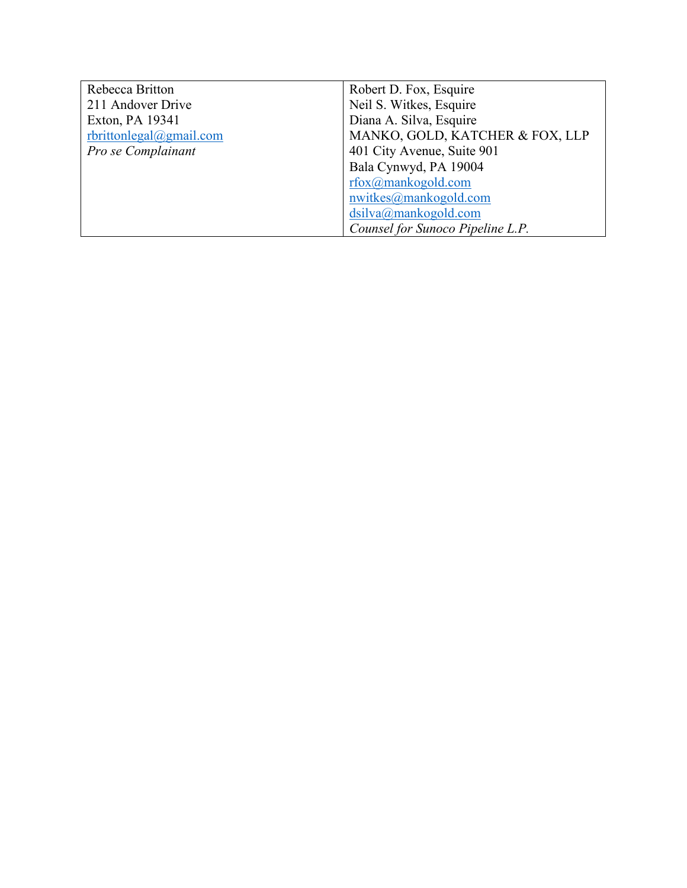| | |
|---|---|
| Rebecca Britton<br>211 Andover Drive<br>Exton, PA 19341<br>rbrittonlegal@gmail.com<br>*Pro se Complainant* | Robert D. Fox, Esquire<br>Neil S. Witkes, Esquire<br>Diana A. Silva, Esquire<br>MANKO, GOLD, KATCHER & FOX, LLP<br>401 City Avenue, Suite 901<br>Bala Cynwyd, PA 19004<br>rfox@mankogold.com<br>nwitkes@mankogold.com<br>dsilva@mankogold.com<br>*Counsel for Sunoco Pipeline L.P.* |